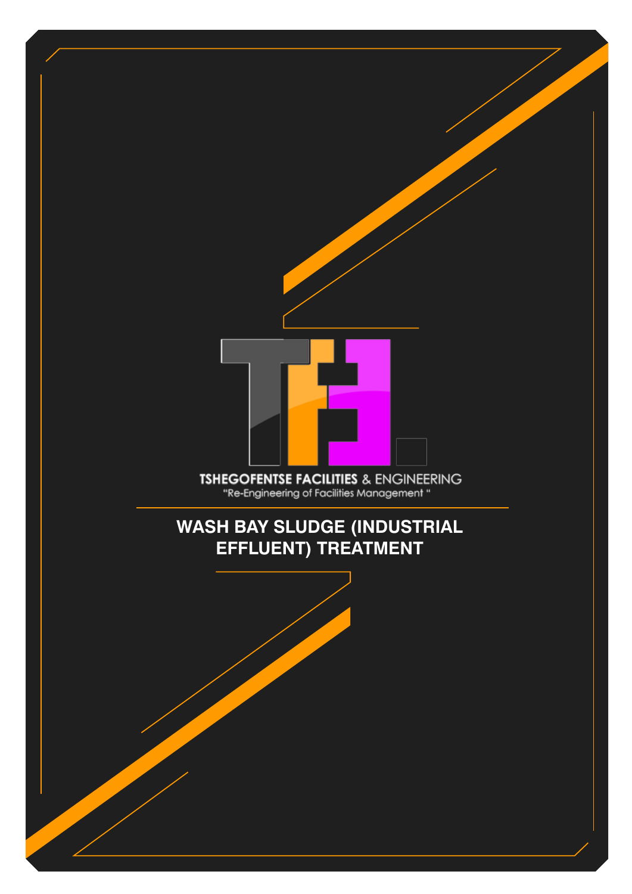TSHEGOFENTSE FACILITIES & ENGINEERING

"Re-Engineering of Facilities Management "

# WASH BAY SLUDGE (INDUSTRIAL EFFLUENT) TREATMENT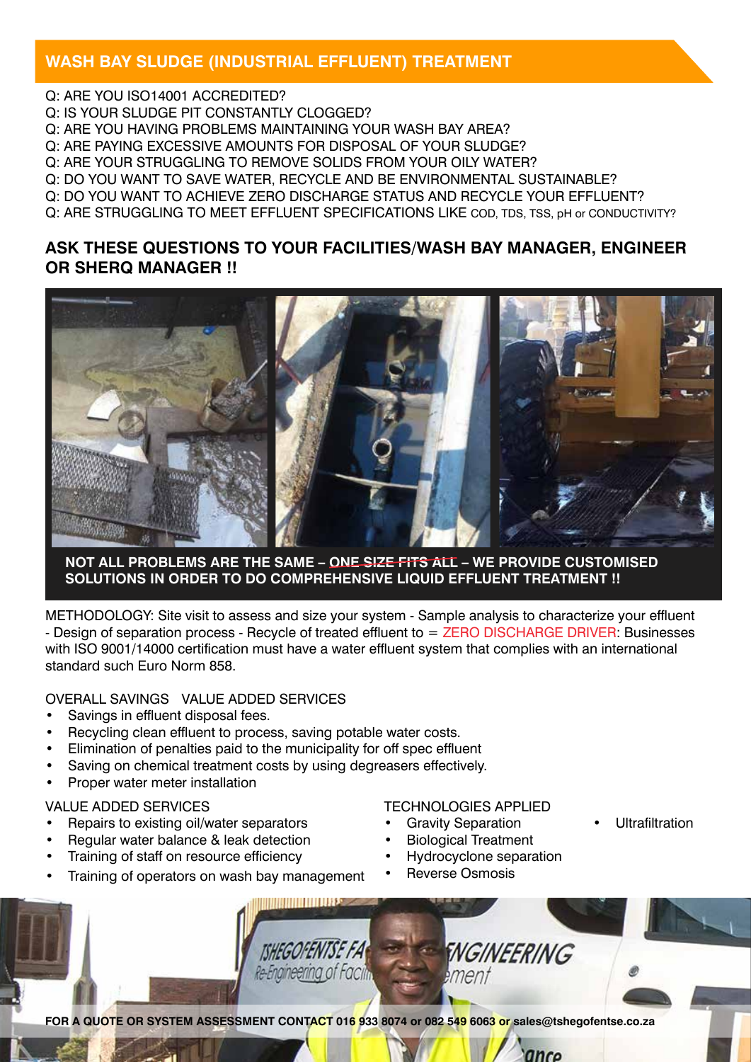## WASH BAY SLUDGE (INDUSTRIAL EFFLUENT) TREATMENT

Q: ARE YOU ISO14001 ACCREDITED?
Q: IS YOUR SLUDGE PIT CONSTANTLY CLOGGED?
Q: ARE YOU HAVING PROBLEMS MAINTAINING YOUR WASH BAY AREA?
Q: ARE PAYING EXCESSIVE AMOUNTS FOR DISPOSAL OF YOUR SLUDGE?
Q: ARE YOUR STRUGGLING TO REMOVE SOLIDS FROM YOUR OILY WATER?
Q: DO YOU WANT TO SAVE WATER, RECYCLE AND BE ENVIRONMENTAL SUSTAINABLE?
Q: DO YOU WANT TO ACHIEVE ZERO DISCHARGE STATUS AND RECYCLE YOUR EFFLUENT?
Q: ARE STRUGGLING TO MEET EFFLUENT SPECIFICATIONS LIKE COD, TDS, TSS, pH or CONDUCTIVITY?

### ASK THESE QUESTIONS TO YOUR FACILITIES/WASH BAY MANAGER, ENGINEER OR SHERQ MANAGER !!

**NOT ALL PROBLEMS ARE THE SAME – ~~ONE SIZE FITS ALL~~ – WE PROVIDE CUSTOMISED SOLUTIONS IN ORDER TO DO COMPREHENSIVE LIQUID EFFLUENT TREATMENT !!**

METHODOLOGY: Site visit to assess and size your system - Sample analysis to characterize your effluent - Design of separation process - Recycle of treated effluent to = ZERO DISCHARGE DRIVER: Businesses with ISO 9001/14000 certification must have a water effluent system that complies with an international standard such Euro Norm 858.

OVERALL SAVINGS VALUE ADDED SERVICES

- Savings in effluent disposal fees.
- Recycling clean effluent to process, saving potable water costs.
- Elimination of penalties paid to the municipality for off spec effluent
- Saving on chemical treatment costs by using degreasers effectively.
- Proper water meter installation

VALUE ADDED SERVICES

- Repairs to existing oil/water separators
- Regular water balance & leak detection
- Training of staff on resource efficiency
- Training of operators on wash bay management

TECHNOLOGIES APPLIED

- Gravity Separation
- Biological Treatment
- Hydrocyclone separation
- Reverse Osmosis
- Ultrafiltration

**FOR A QUOTE OR SYSTEM ASSESSMENT CONTACT 016 933 8074 or 082 549 6063 or sales@tshegofentse.co.za**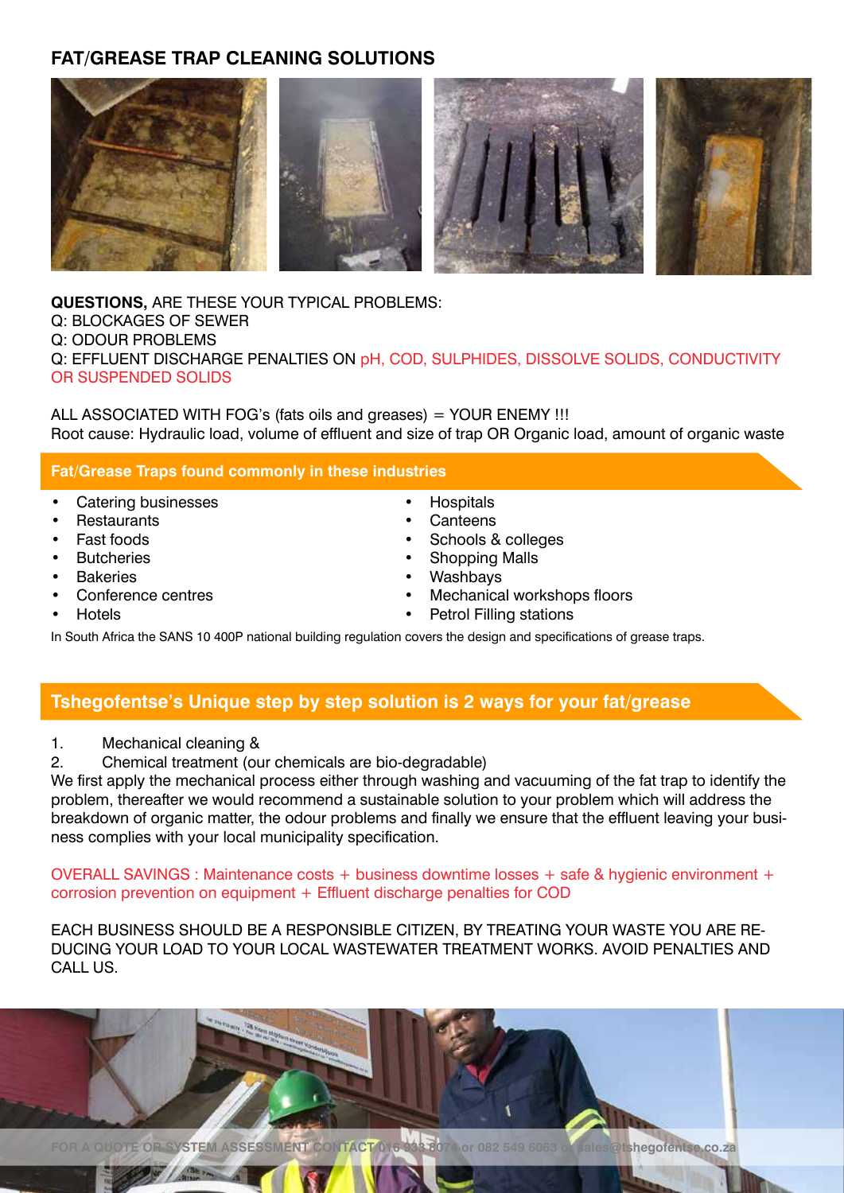## FAT/GREASE TRAP CLEANING SOLUTIONS

**QUESTIONS,** ARE THESE YOUR TYPICAL PROBLEMS:
Q: BLOCKAGES OF SEWER
Q: ODOUR PROBLEMS
Q: EFFLUENT DISCHARGE PENALTIES ON pH, COD, SULPHIDES, DISSOLVE SOLIDS, CONDUCTIVITY OR SUSPENDED SOLIDS

ALL ASSOCIATED WITH FOG's (fats oils and greases) = YOUR ENEMY !!!
Root cause: Hydraulic load, volume of effluent and size of trap OR Organic load, amount of organic waste

### Fat/Grease Traps found commonly in these industries

- Catering businesses
- Restaurants
- Fast foods
- Butcheries
- Bakeries
- Conference centres
- Hotels
- Hospitals
- Canteens
- Schools & colleges
- Shopping Malls
- Washbays
- Mechanical workshops floors
- Petrol Filling stations

In South Africa the SANS 10 400P national building regulation covers the design and specifications of grease traps.

### Tshegofentse's Unique step by step solution is 2 ways for your fat/grease

1. Mechanical cleaning &
2. Chemical treatment (our chemicals are bio-degradable)

We first apply the mechanical process either through washing and vacuuming of the fat trap to identify the problem, thereafter we would recommend a sustainable solution to your problem which will address the breakdown of organic matter, the odour problems and finally we ensure that the effluent leaving your business complies with your local municipality specification.

OVERALL SAVINGS : Maintenance costs + business downtime losses + safe & hygienic environment + corrosion prevention on equipment + Effluent discharge penalties for COD

EACH BUSINESS SHOULD BE A RESPONSIBLE CITIZEN, BY TREATING YOUR WASTE YOU ARE REDUCING YOUR LOAD TO YOUR LOCAL WASTEWATER TREATMENT WORKS. AVOID PENALTIES AND CALL US.

FOR A QUOTE OR SYSTEM ASSESSMENT CONTACT 016 933 8074 or 082 549 6063 or sales@tshegofentse.co.za